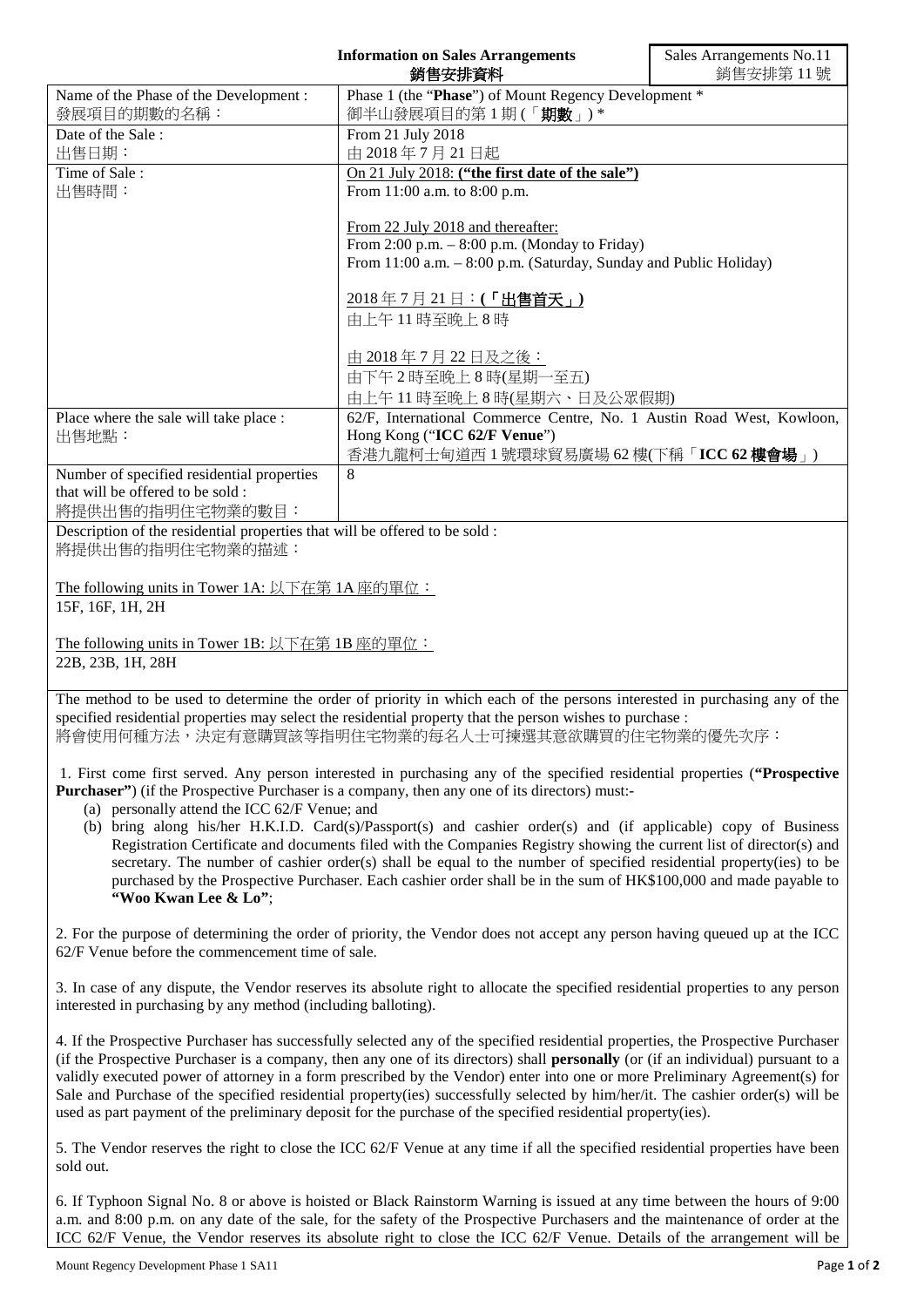**Information on Sales Arrangements**
**銷售安排資料**

Sales Arrangements No.11
銷售安排第 11 號

| | |
|---|---|
| Name of the Phase of the Development :<br>發展項目的期數的名稱： | Phase 1 (the "**Phase**") of Mount Regency Development *<br>御半山發展項目的第 1 期 (「**期數**」) * |
| Date of the Sale :<br>出售日期： | From 21 July 2018<br>由 2018 年 7 月 21 日起 |
| Time of Sale :<br>出售時間： | On 21 July 2018: **("the first date of the sale")**<br>From 11:00 a.m. to 8:00 p.m.<br><br>From 22 July 2018 and thereafter:<br>From 2:00 p.m. – 8:00 p.m. (Monday to Friday)<br>From 11:00 a.m. – 8:00 p.m. (Saturday, Sunday and Public Holiday)<br><br>2018 年 7 月 21 日：**(「出售首天」)**<br>由上午 11 時至晚上 8 時<br><br>由 2018 年 7 月 22 日及之後：<br>由下午 2 時至晚上 8 時(星期一至五)<br>由上午 11 時至晚上 8 時(星期六、日及公眾假期) |
| Place where the sale will take place :<br>出售地點： | 62/F, International Commerce Centre, No. 1 Austin Road West, Kowloon, Hong Kong ("**ICC 62/F Venue**")<br>香港九龍柯士甸道西 1 號環球貿易廣場 62 樓(下稱「**ICC 62 樓會場**」) |
| Number of specified residential properties that will be offered to be sold :<br>將提供出售的指明住宅物業的數目： | 8 |

Description of the residential properties that will be offered to be sold :
將提供出售的指明住宅物業的描述：

The following units in Tower 1A: 以下在第 1A 座的單位：
15F, 16F, 1H, 2H

The following units in Tower 1B: 以下在第 1B 座的單位：
22B, 23B, 1H, 28H

The method to be used to determine the order of priority in which each of the persons interested in purchasing any of the specified residential properties may select the residential property that the person wishes to purchase :
將會使用何種方法，決定有意購買該等指明住宅物業的每名人士可揀選其意欲購買的住宅物業的優先次序：

1. First come first served. Any person interested in purchasing any of the specified residential properties (**"Prospective Purchaser"**) (if the Prospective Purchaser is a company, then any one of its directors) must:-
   (a) personally attend the ICC 62/F Venue; and
   (b) bring along his/her H.K.I.D. Card(s)/Passport(s) and cashier order(s) and (if applicable) copy of Business Registration Certificate and documents filed with the Companies Registry showing the current list of director(s) and secretary. The number of cashier order(s) shall be equal to the number of specified residential property(ies) to be purchased by the Prospective Purchaser. Each cashier order shall be in the sum of HK$100,000 and made payable to **"Woo Kwan Lee & Lo"**;

2. For the purpose of determining the order of priority, the Vendor does not accept any person having queued up at the ICC 62/F Venue before the commencement time of sale.

3. In case of any dispute, the Vendor reserves its absolute right to allocate the specified residential properties to any person interested in purchasing by any method (including balloting).

4. If the Prospective Purchaser has successfully selected any of the specified residential properties, the Prospective Purchaser (if the Prospective Purchaser is a company, then any one of its directors) shall **personally** (or (if an individual) pursuant to a validly executed power of attorney in a form prescribed by the Vendor) enter into one or more Preliminary Agreement(s) for Sale and Purchase of the specified residential property(ies) successfully selected by him/her/it. The cashier order(s) will be used as part payment of the preliminary deposit for the purchase of the specified residential property(ies).

5. The Vendor reserves the right to close the ICC 62/F Venue at any time if all the specified residential properties have been sold out.

6. If Typhoon Signal No. 8 or above is hoisted or Black Rainstorm Warning is issued at any time between the hours of 9:00 a.m. and 8:00 p.m. on any date of the sale, for the safety of the Prospective Purchasers and the maintenance of order at the ICC 62/F Venue, the Vendor reserves its absolute right to close the ICC 62/F Venue. Details of the arrangement will be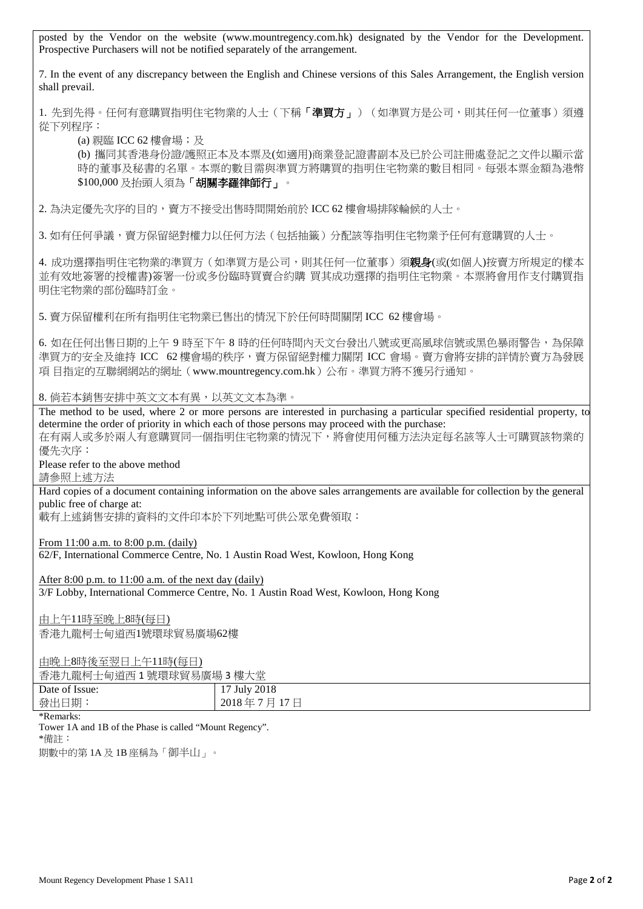posted by the Vendor on the website (www.mountregency.com.hk) designated by the Vendor for the Development. Prospective Purchasers will not be notified separately of the arrangement.

7. In the event of any discrepancy between the English and Chinese versions of this Sales Arrangement, the English version shall prevail.

1. 先到先得。任何有意購買指明住宅物業的人士（下稱**「準買方」**）（如準買方是公司，則其任何一位董事）須遵從下列程序：

(a) 親臨 ICC 62 樓會場；及

(b) 攜同其香港身份證/護照正本及本票及(如適用)商業登記證書副本及已於公司註冊處登記之文件以顯示當時的董事及秘書的名單。本票的數目需與準買方將購買的指明住宅物業的數目相同。每張本票金額為港幣 $100,000 及抬頭人須為**「胡關李羅律師行」**。

2. 為決定優先次序的目的，賣方不接受出售時間開始前於 ICC 62 樓會場排隊輪候的人士。

3. 如有任何爭議，賣方保留絕對權力以任何方法（包括抽籤）分配該等指明住宅物業予任何有意購買的人士。

4. 成功選擇指明住宅物業的準買方（如準買方是公司，則其任何一位董事）須**親身**(或(如個人)按賣方所規定的樣本並有效地簽署的授權書)簽署一份或多份臨時買賣合約購 買其成功選擇的指明住宅物業。本票將會用作支付購買指明住宅物業的部份臨時訂金。

5. 賣方保留權利在所有指明住宅物業已售出的情況下於任何時間關閉 ICC 62 樓會場。

6. 如在任何出售日期的上午 9 時至下午 8 時的任何時間內天文台發出八號或更高風球信號或黑色暴雨警告，為保障準買方的安全及維持 ICC 62 樓會場的秩序，賣方保留絕對權力關閉 ICC 會場。賣方會將安排的詳情於賣方為發展項 目指定的互聯網網站的網址（www.mountregency.com.hk）公布。準買方將不獲另行通知。

8. 倘若本銷售安排中英文文本有異，以英文文本為準。

The method to be used, where 2 or more persons are interested in purchasing a particular specified residential property, to determine the order of priority in which each of those persons may proceed with the purchase:
在有兩人或多於兩人有意購買同一個指明住宅物業的情況下，將會使用何種方法決定每名該等人士可購買該物業的優先次序：

Please refer to the above method
請參照上述方法

Hard copies of a document containing information on the above sales arrangements are available for collection by the general public free of charge at:
載有上述銷售安排的資料的文件印本於下列地點可供公眾免費領取：

From 11:00 a.m. to 8:00 p.m. (daily)
62/F, International Commerce Centre, No. 1 Austin Road West, Kowloon, Hong Kong

After 8:00 p.m. to 11:00 a.m. of the next day (daily)
3/F Lobby, International Commerce Centre, No. 1 Austin Road West, Kowloon, Hong Kong

由上午11時至晚上8時(每日)
香港九龍柯士甸道西1號環球貿易廣場62樓

由晚上8時後至翌日上午11時(每日)
香港九龍柯士甸道西 1 號環球貿易廣場 3 樓大堂

| | |
|---|---|
| Date of Issue:<br>發出日期： | 17 July 2018<br>2018 年 7 月 17 日 |

*Remarks:
Tower 1A and 1B of the Phase is called "Mount Regency".
*備註：
期數中的第 1A 及 1B 座稱為「御半山」。